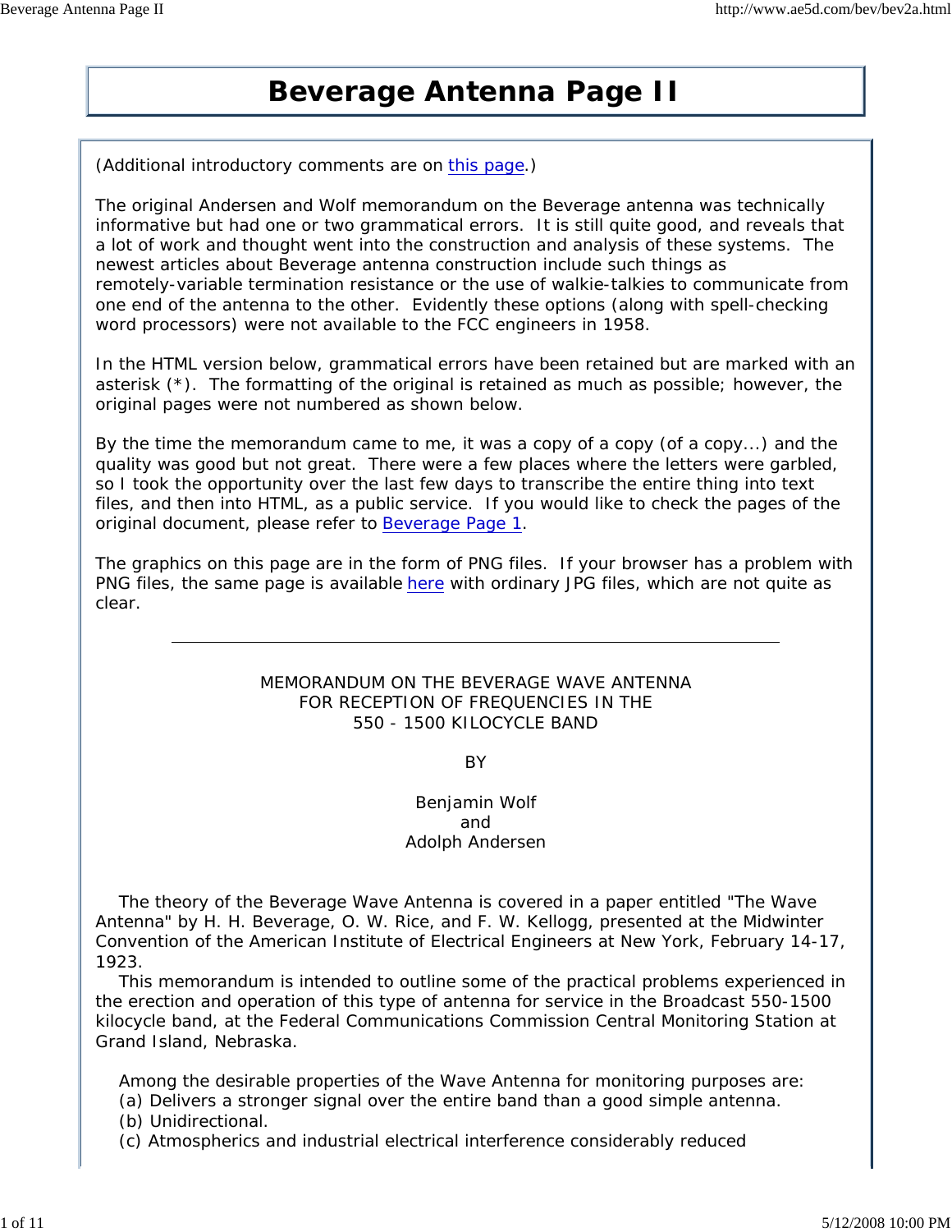# Beverage Antenna Page II

(Additional introductory comments are on this page.)

The original Andersen and Wolf memorandum on the Beverage antenna was technically informative but had one or two grammatical errors. It is still quite good, and reveals that a lot of work and thought went into the construction and analysis of these systems. The newest articles about Beverage antenna construction include such things as remotely-variable termination resistance or the use of walkie-talkies to communicate from one end of the antenna to the other. Evidently these options (along with spell-checking word processors) were not available to the FCC engineers in 1958.

In the HTML version below, grammatical errors have been retained but are marked with an asterisk (*). The formatting of the original is retained as much as possible; however, the original pages were not numbered as shown below.

By the time the memorandum came to me, it was a copy of a copy (of a copy...) and the quality was good but not great. There were a few places where the letters were garbled, so I took the opportunity over the last few days to transcribe the entire thing into text files, and then into HTML, as a public service. If you would like to check the pages of the original document, please refer to Beverage Page 1.

The graphics on this page are in the form of PNG files. If your browser has a problem with PNG files, the same page is available here with ordinary JPG files, which are not quite as clear.

---

MEMORANDUM ON THE BEVERAGE WAVE ANTENNA
FOR RECEPTION OF FREQUENCIES IN THE
550 - 1500 KILOCYCLE BAND

BY

Benjamin Wolf
and
Adolph Andersen

The theory of the Beverage Wave Antenna is covered in a paper entitled "The Wave Antenna" by H. H. Beverage, O. W. Rice, and F. W. Kellogg, presented at the Midwinter Convention of the American Institute of Electrical Engineers at New York, February 14-17, 1923.

This memorandum is intended to outline some of the practical problems experienced in the erection and operation of this type of antenna for service in the Broadcast 550-1500 kilocycle band, at the Federal Communications Commission Central Monitoring Station at Grand Island, Nebraska.

Among the desirable properties of the Wave Antenna for monitoring purposes are:

(a) Delivers a stronger signal over the entire band than a good simple antenna.
(b) Unidirectional.
(c) Atmospherics and industrial electrical interference considerably reduced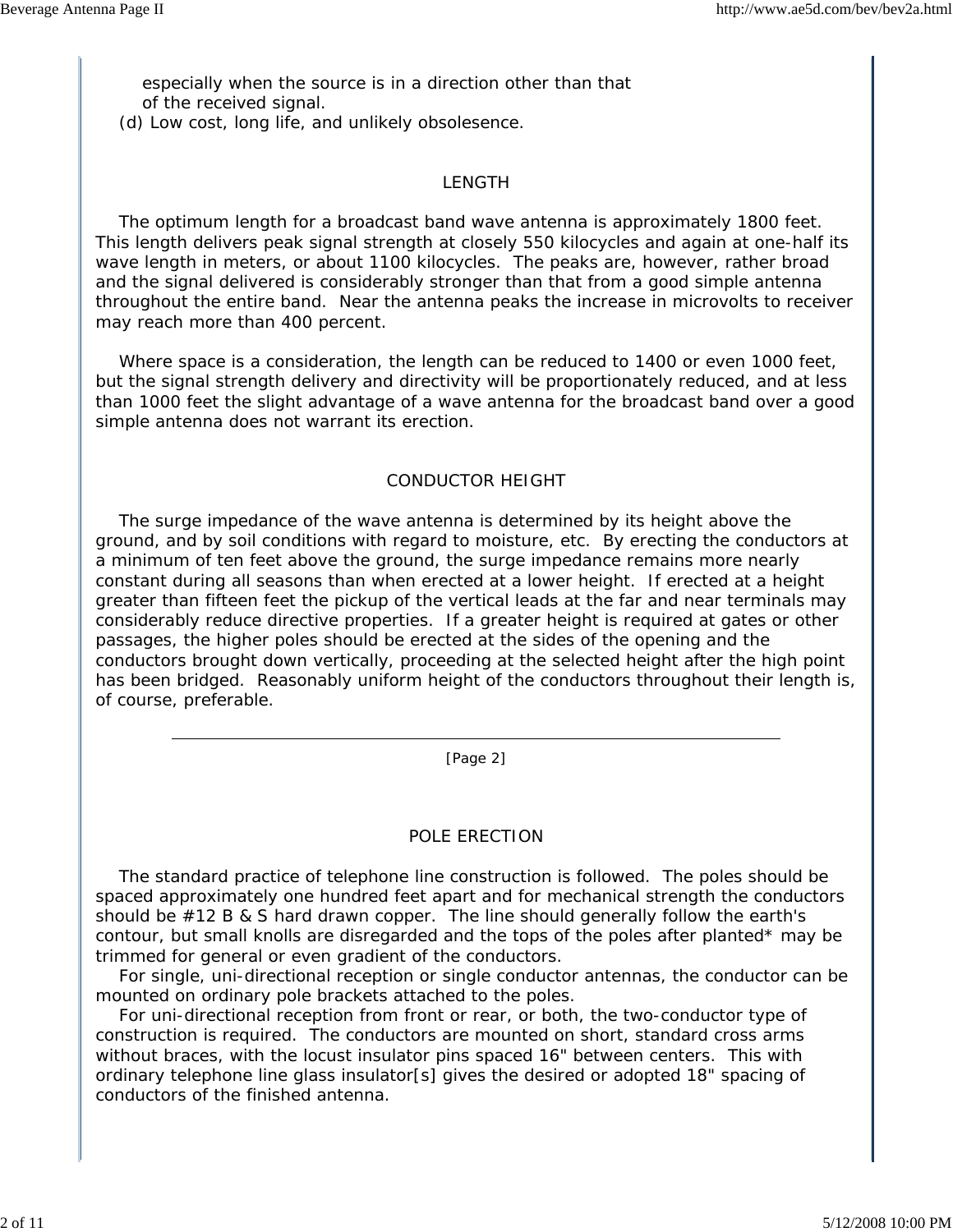especially when the source is in a direction other than that of the received signal.

(d) Low cost, long life, and unlikely obsolesence.

## LENGTH

The optimum length for a broadcast band wave antenna is approximately 1800 feet. This length delivers peak signal strength at closely 550 kilocycles and again at one-half its wave length in meters, or about 1100 kilocycles. The peaks are, however, rather broad and the signal delivered is considerably stronger than that from a good simple antenna throughout the entire band. Near the antenna peaks the increase in microvolts to receiver may reach more than 400 percent.

Where space is a consideration, the length can be reduced to 1400 or even 1000 feet, but the signal strength delivery and directivity will be proportionately reduced, and at less than 1000 feet the slight advantage of a wave antenna for the broadcast band over a good simple antenna does not warrant its erection.

## CONDUCTOR HEIGHT

The surge impedance of the wave antenna is determined by its height above the ground, and by soil conditions with regard to moisture, etc. By erecting the conductors at a minimum of ten feet above the ground, the surge impedance remains more nearly constant during all seasons than when erected at a lower height. If erected at a height greater than fifteen feet the pickup of the vertical leads at the far and near terminals may considerably reduce directive properties. If a greater height is required at gates or other passages, the higher poles should be erected at the sides of the opening and the conductors brought down vertically, proceeding at the selected height after the high point has been bridged. Reasonably uniform height of the conductors throughout their length is, of course, preferable.

---

[Page 2]

## POLE ERECTION

The standard practice of telephone line construction is followed. The poles should be spaced approximately one hundred feet apart and for mechanical strength the conductors should be #12 B & S hard drawn copper. The line should generally follow the earth's contour, but small knolls are disregarded and the tops of the poles after planted* may be trimmed for general or even gradient of the conductors.

For single, uni-directional reception or single conductor antennas, the conductor can be mounted on ordinary pole brackets attached to the poles.

For uni-directional reception from front or rear, or both, the two-conductor type of construction is required. The conductors are mounted on short, standard cross arms without braces, with the locust insulator pins spaced 16" between centers. This with ordinary telephone line glass insulator[s] gives the desired or adopted 18" spacing of conductors of the finished antenna.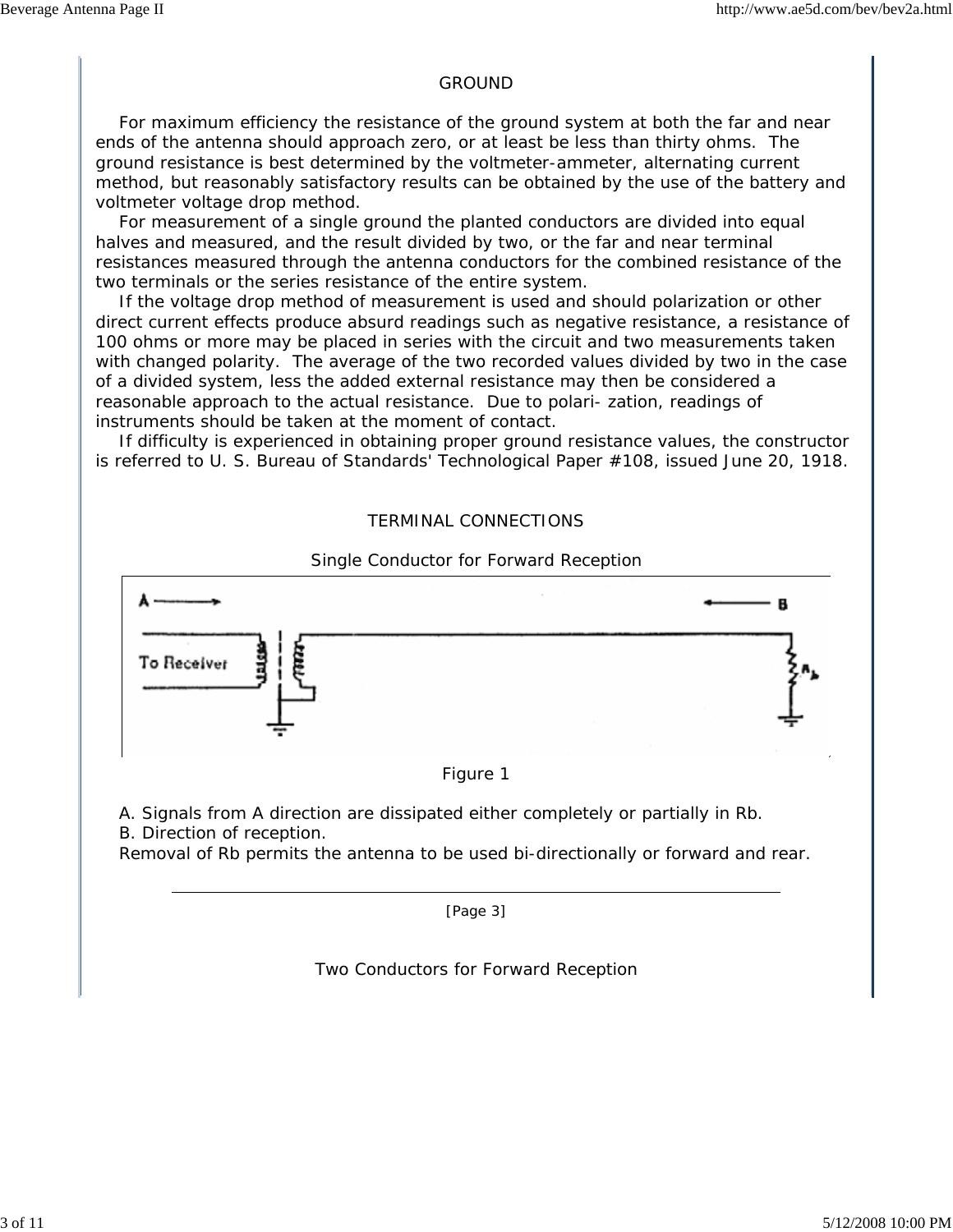## GROUND

For maximum efficiency the resistance of the ground system at both the far and near ends of the antenna should approach zero, or at least be less than thirty ohms. The ground resistance is best determined by the voltmeter-ammeter, alternating current method, but reasonably satisfactory results can be obtained by the use of the battery and voltmeter voltage drop method.

For measurement of a single ground the planted conductors are divided into equal halves and measured, and the result divided by two, or the far and near terminal resistances measured through the antenna conductors for the combined resistance of the two terminals or the series resistance of the entire system.

If the voltage drop method of measurement is used and should polarization or other direct current effects produce absurd readings such as negative resistance, a resistance of 100 ohms or more may be placed in series with the circuit and two measurements taken with changed polarity. The average of the two recorded values divided by two in the case of a divided system, less the added external resistance may then be considered a reasonable approach to the actual resistance. Due to polari- zation, readings of instruments should be taken at the moment of contact.

If difficulty is experienced in obtaining proper ground resistance values, the constructor is referred to U. S. Bureau of Standards' Technological Paper #108, issued June 20, 1918.

## TERMINAL CONNECTIONS

### Single Conductor for Forward Reception

Figure 1

A. Signals from A direction are dissipated either completely or partially in Rb.
B. Direction of reception.
Removal of Rb permits the antenna to be used bi-directionally or forward and rear.

[Page 3]

### Two Conductors for Forward Reception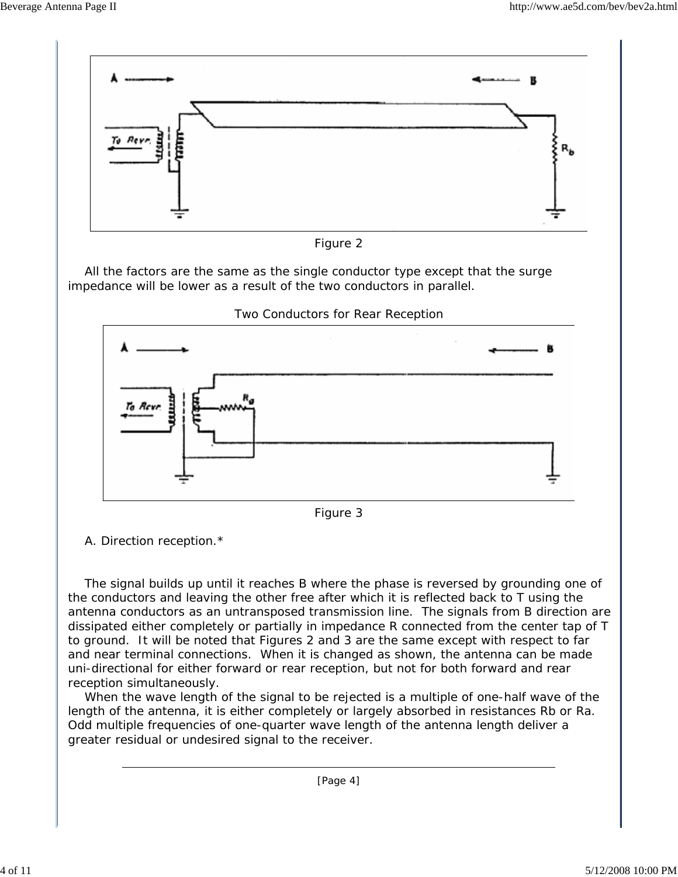Figure 2

All the factors are the same as the single conductor type except that the surge impedance will be lower as a result of the two conductors in parallel.

Two Conductors for Rear Reception

Figure 3

A. Direction reception.*

The signal builds up until it reaches B where the phase is reversed by grounding one of the conductors and leaving the other free after which it is reflected back to T using the antenna conductors as an untransposed transmission line. The signals from B direction are dissipated either completely or partially in impedance R connected from the center tap of T to ground. It will be noted that Figures 2 and 3 are the same except with respect to far and near terminal connections. When it is changed as shown, the antenna can be made uni-directional for either forward or rear reception, but not for both forward and rear reception simultaneously.

When the wave length of the signal to be rejected is a multiple of one-half wave of the length of the antenna, it is either completely or largely absorbed in resistances Rb or Ra. Odd multiple frequencies of one-quarter wave length of the antenna length deliver a greater residual or undesired signal to the receiver.

[Page 4]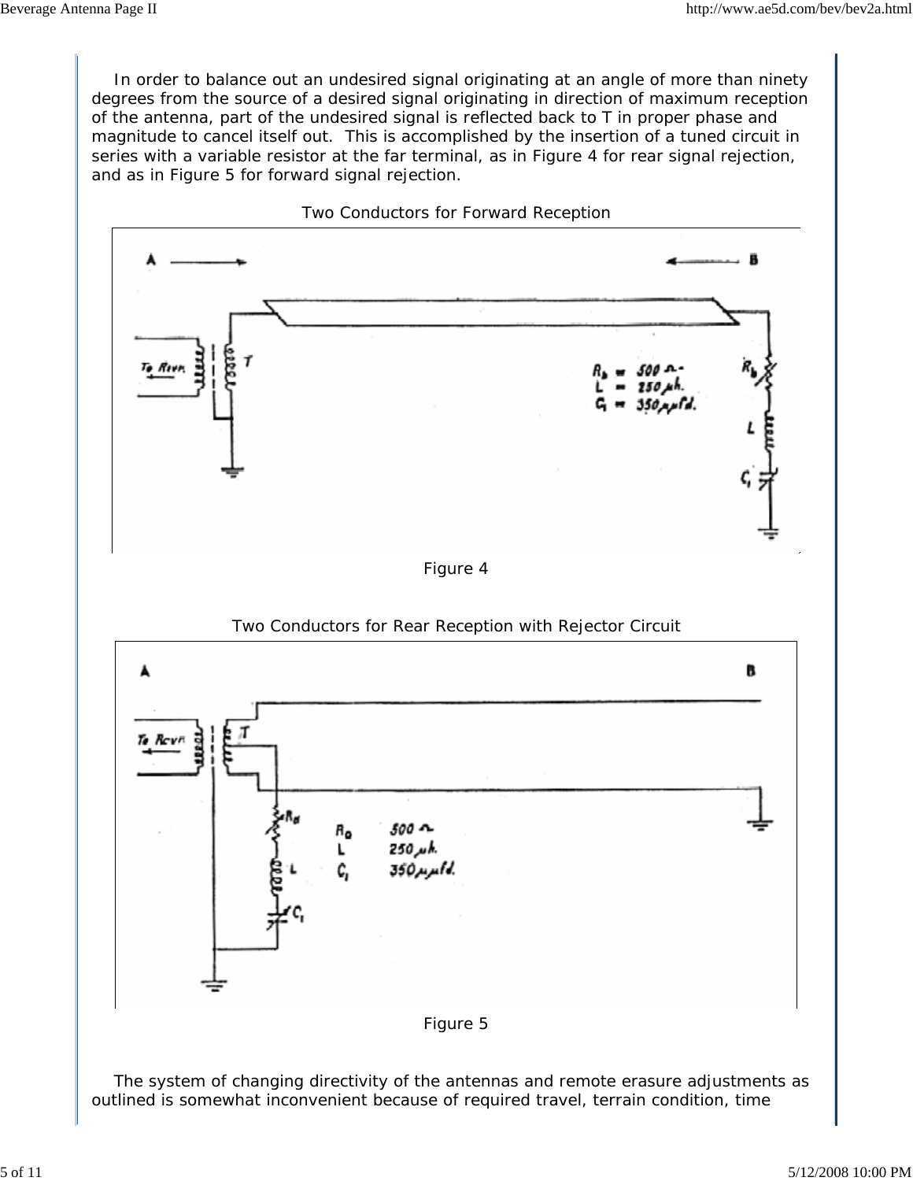In order to balance out an undesired signal originating at an angle of more than ninety degrees from the source of a desired signal originating in direction of maximum reception of the antenna, part of the undesired signal is reflected back to T in proper phase and magnitude to cancel itself out. This is accomplished by the insertion of a tuned circuit in series with a variable resistor at the far terminal, as in Figure 4 for rear signal rejection, and as in Figure 5 for forward signal rejection.

Two Conductors for Forward Reception

Figure 4

Two Conductors for Rear Reception with Rejector Circuit

Figure 5

The system of changing directivity of the antennas and remote erasure adjustments as outlined is somewhat inconvenient because of required travel, terrain condition, time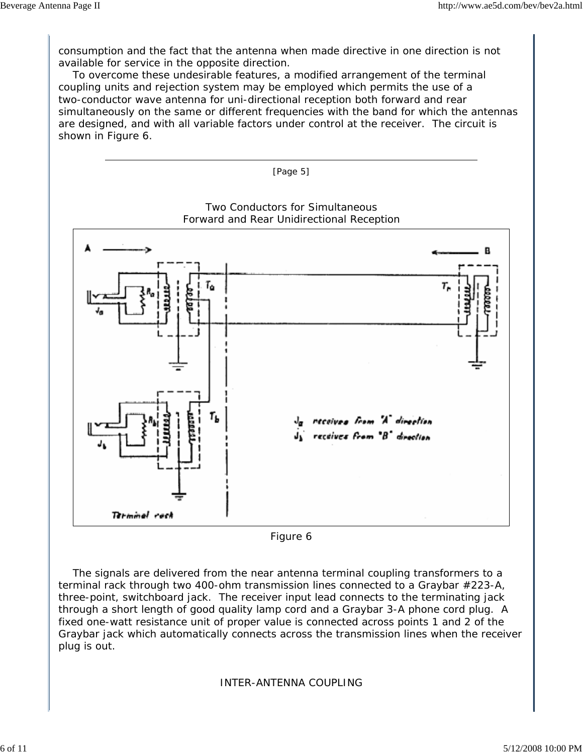consumption and the fact that the antenna when made directive in one direction is not available for service in the opposite direction.

To overcome these undesirable features, a modified arrangement of the terminal coupling units and rejection system may be employed which permits the use of a two-conductor wave antenna for uni-directional reception both forward and rear simultaneously on the same or different frequencies with the band for which the antennas are designed, and with all variable factors under control at the receiver. The circuit is shown in Figure 6.

---

[Page 5]

Two Conductors for Simultaneous
Forward and Rear Unidirectional Reception

Figure 6

The signals are delivered from the near antenna terminal coupling transformers to a terminal rack through two 400-ohm transmission lines connected to a Graybar #223-A, three-point, switchboard jack. The receiver input lead connects to the terminating jack through a short length of good quality lamp cord and a Graybar 3-A phone cord plug. A fixed one-watt resistance unit of proper value is connected across points 1 and 2 of the Graybar jack which automatically connects across the transmission lines when the receiver plug is out.

## INTER-ANTENNA COUPLING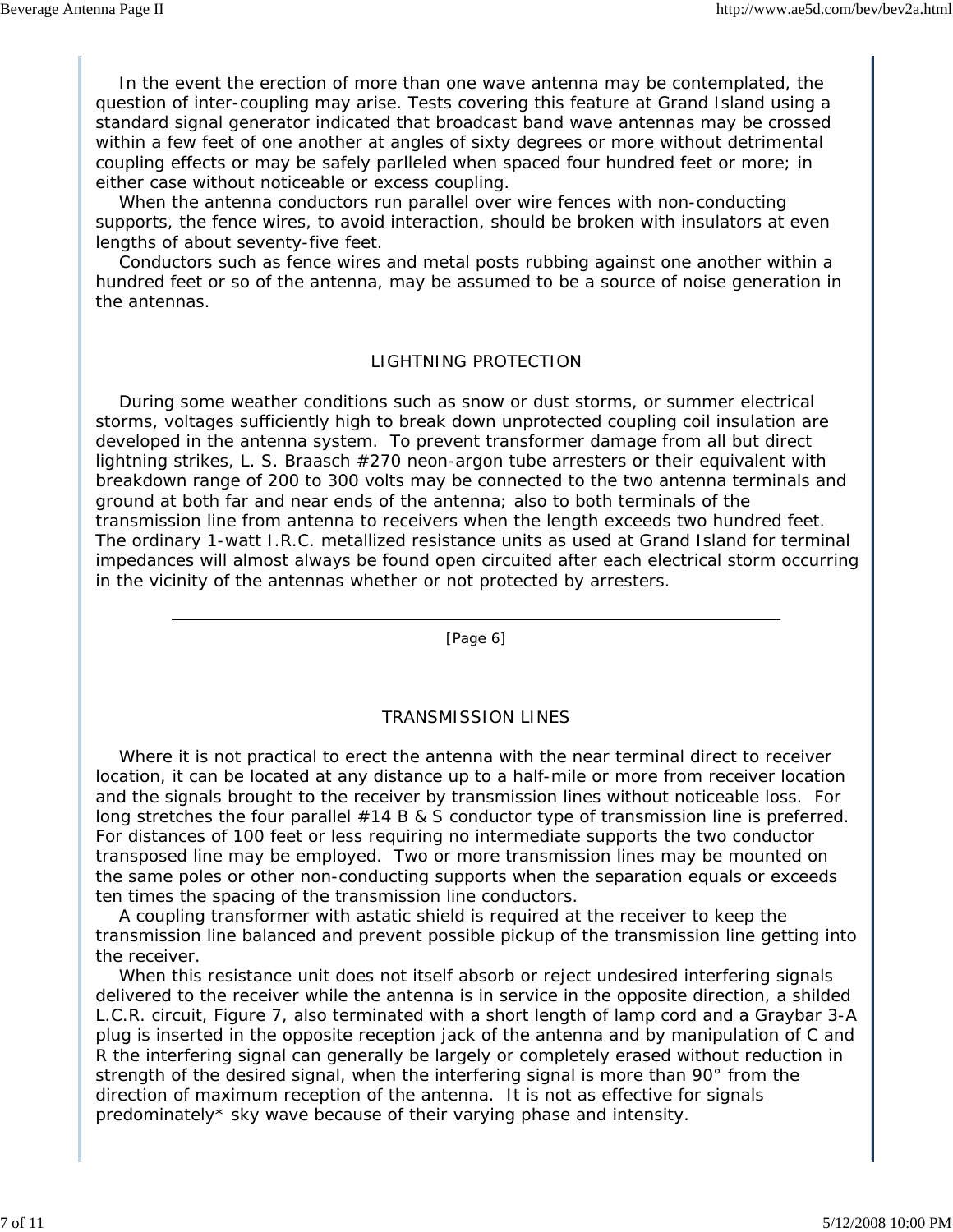In the event the erection of more than one wave antenna may be contemplated, the question of inter-coupling may arise. Tests covering this feature at Grand Island using a standard signal generator indicated that broadcast band wave antennas may be crossed within a few feet of one another at angles of sixty degrees or more without detrimental coupling effects or may be safely parlleled when spaced four hundred feet or more; in either case without noticeable or excess coupling.

When the antenna conductors run parallel over wire fences with non-conducting supports, the fence wires, to avoid interaction, should be broken with insulators at even lengths of about seventy-five feet.

Conductors such as fence wires and metal posts rubbing against one another within a hundred feet or so of the antenna, may be assumed to be a source of noise generation in the antennas.

## LIGHTNING PROTECTION

During some weather conditions such as snow or dust storms, or summer electrical storms, voltages sufficiently high to break down unprotected coupling coil insulation are developed in the antenna system. To prevent transformer damage from all but direct lightning strikes, L. S. Braasch #270 neon-argon tube arresters or their equivalent with breakdown range of 200 to 300 volts may be connected to the two antenna terminals and ground at both far and near ends of the antenna; also to both terminals of the transmission line from antenna to receivers when the length exceeds two hundred feet. The ordinary 1-watt I.R.C. metallized resistance units as used at Grand Island for terminal impedances will almost always be found open circuited after each electrical storm occurring in the vicinity of the antennas whether or not protected by arresters.

---

[Page 6]

## TRANSMISSION LINES

Where it is not practical to erect the antenna with the near terminal direct to receiver location, it can be located at any distance up to a half-mile or more from receiver location and the signals brought to the receiver by transmission lines without noticeable loss. For long stretches the four parallel #14 B & S conductor type of transmission line is preferred. For distances of 100 feet or less requiring no intermediate supports the two conductor transposed line may be employed. Two or more transmission lines may be mounted on the same poles or other non-conducting supports when the separation equals or exceeds ten times the spacing of the transmission line conductors.

A coupling transformer with astatic shield is required at the receiver to keep the transmission line balanced and prevent possible pickup of the transmission line getting into the receiver.

When this resistance unit does not itself absorb or reject undesired interfering signals delivered to the receiver while the antenna is in service in the opposite direction, a shilded L.C.R. circuit, Figure 7, also terminated with a short length of lamp cord and a Graybar 3-A plug is inserted in the opposite reception jack of the antenna and by manipulation of C and R the interfering signal can generally be largely or completely erased without reduction in strength of the desired signal, when the interfering signal is more than 90° from the direction of maximum reception of the antenna. It is not as effective for signals predominately* sky wave because of their varying phase and intensity.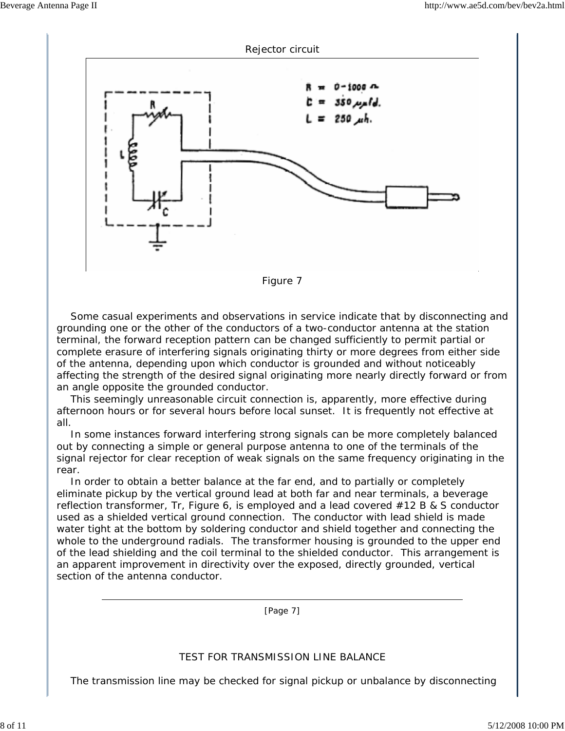Rejector circuit

Figure 7

Some casual experiments and observations in service indicate that by disconnecting and grounding one or the other of the conductors of a two-conductor antenna at the station terminal, the forward reception pattern can be changed sufficiently to permit partial or complete erasure of interfering signals originating thirty or more degrees from either side of the antenna, depending upon which conductor is grounded and without noticeably affecting the strength of the desired signal originating more nearly directly forward or from an angle opposite the grounded conductor.

This seemingly unreasonable circuit connection is, apparently, more effective during afternoon hours or for several hours before local sunset. It is frequently not effective at all.

In some instances forward interfering strong signals can be more completely balanced out by connecting a simple or general purpose antenna to one of the terminals of the signal rejector for clear reception of weak signals on the same frequency originating in the rear.

In order to obtain a better balance at the far end, and to partially or completely eliminate pickup by the vertical ground lead at both far and near terminals, a beverage reflection transformer, Tr, Figure 6, is employed and a lead covered #12 B & S conductor used as a shielded vertical ground connection. The conductor with lead shield is made water tight at the bottom by soldering conductor and shield together and connecting the whole to the underground radials. The transformer housing is grounded to the upper end of the lead shielding and the coil terminal to the shielded conductor. This arrangement is an apparent improvement in directivity over the exposed, directly grounded, vertical section of the antenna conductor.

[Page 7]

## TEST FOR TRANSMISSION LINE BALANCE

The transmission line may be checked for signal pickup or unbalance by disconnecting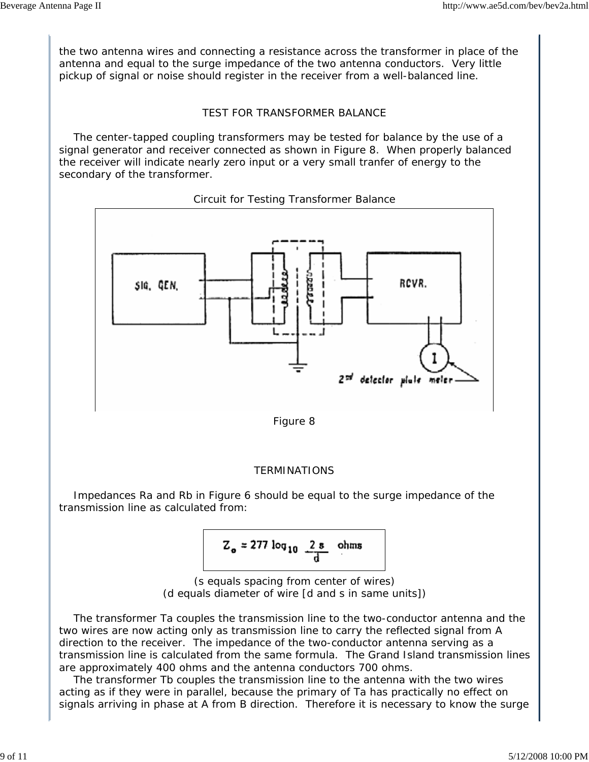the two antenna wires and connecting a resistance across the transformer in place of the antenna and equal to the surge impedance of the two antenna conductors. Very little pickup of signal or noise should register in the receiver from a well-balanced line.

## TEST FOR TRANSFORMER BALANCE

The center-tapped coupling transformers may be tested for balance by the use of a signal generator and receiver connected as shown in Figure 8. When properly balanced the receiver will indicate nearly zero input or a very small tranfer of energy to the secondary of the transformer.

Circuit for Testing Transformer Balance

Figure 8

## TERMINATIONS

Impedances Ra and Rb in Figure 6 should be equal to the surge impedance of the transmission line as calculated from:

$$Z_o = 277 \log_{10} \frac{2s}{d} \text{ ohms}$$

(s equals spacing from center of wires)
(d equals diameter of wire [d and s in same units])

The transformer Ta couples the transmission line to the two-conductor antenna and the two wires are now acting only as transmission line to carry the reflected signal from A direction to the receiver. The impedance of the two-conductor antenna serving as a transmission line is calculated from the same formula. The Grand Island transmission lines are approximately 400 ohms and the antenna conductors 700 ohms.

The transformer Tb couples the transmission line to the antenna with the two wires acting as if they were in parallel, because the primary of Ta has practically no effect on signals arriving in phase at A from B direction. Therefore it is necessary to know the surge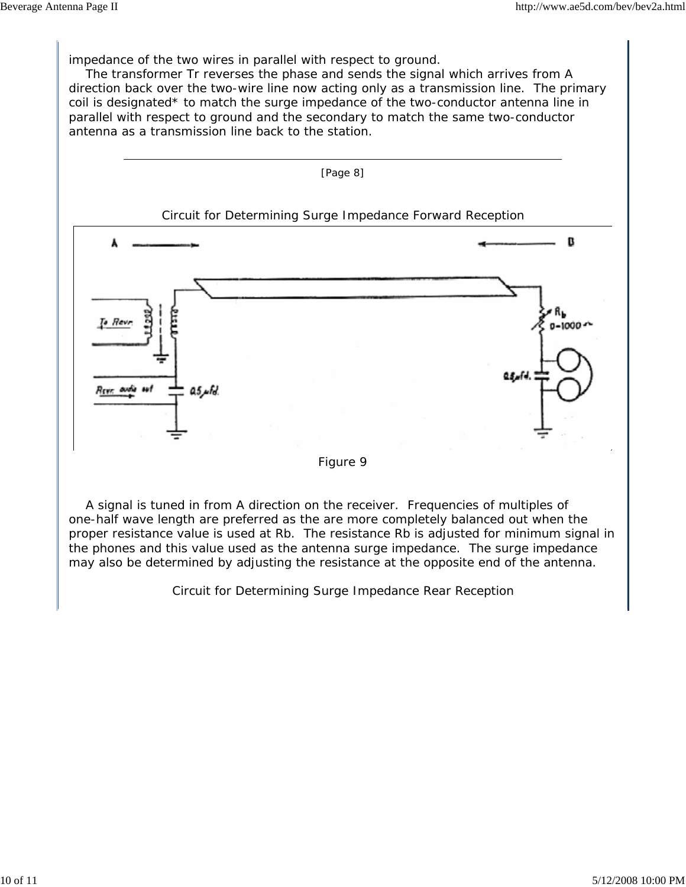impedance of the two wires in parallel with respect to ground.

The transformer Tr reverses the phase and sends the signal which arrives from A direction back over the two-wire line now acting only as a transmission line. The primary coil is designated* to match the surge impedance of the two-conductor antenna line in parallel with respect to ground and the secondary to match the same two-conductor antenna as a transmission line back to the station.

---

[Page 8]

Circuit for Determining Surge Impedance Forward Reception

Figure 9

A signal is tuned in from A direction on the receiver. Frequencies of multiples of one-half wave length are preferred as the are more completely balanced out when the proper resistance value is used at Rb. The resistance Rb is adjusted for minimum signal in the phones and this value used as the antenna surge impedance. The surge impedance may also be determined by adjusting the resistance at the opposite end of the antenna.

Circuit for Determining Surge Impedance Rear Reception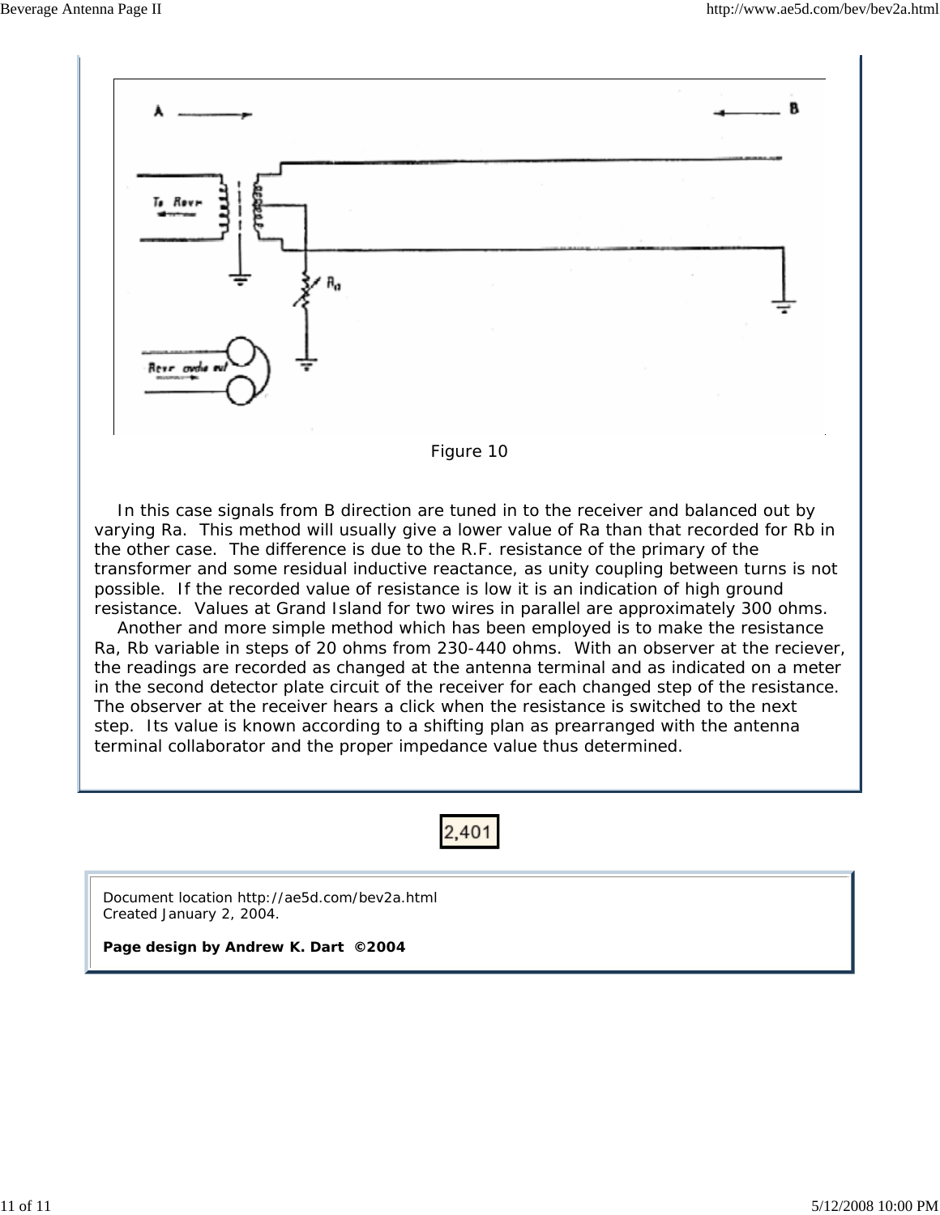Figure 10

In this case signals from B direction are tuned in to the receiver and balanced out by varying Ra. This method will usually give a lower value of Ra than that recorded for Rb in the other case. The difference is due to the R.F. resistance of the primary of the transformer and some residual inductive reactance, as unity coupling between turns is not possible. If the recorded value of resistance is low it is an indication of high ground resistance. Values at Grand Island for two wires in parallel are approximately 300 ohms.

Another and more simple method which has been employed is to make the resistance Ra, Rb variable in steps of 20 ohms from 230-440 ohms. With an observer at the reciever, the readings are recorded as changed at the antenna terminal and as indicated on a meter in the second detector plate circuit of the receiver for each changed step of the resistance. The observer at the receiver hears a click when the resistance is switched to the next step. Its value is known according to a shifting plan as prearranged with the antenna terminal collaborator and the proper impedance value thus determined.

2,401

Document location http://ae5d.com/bev2a.html
Created January 2, 2004.

**Page design by Andrew K. Dart ©2004**